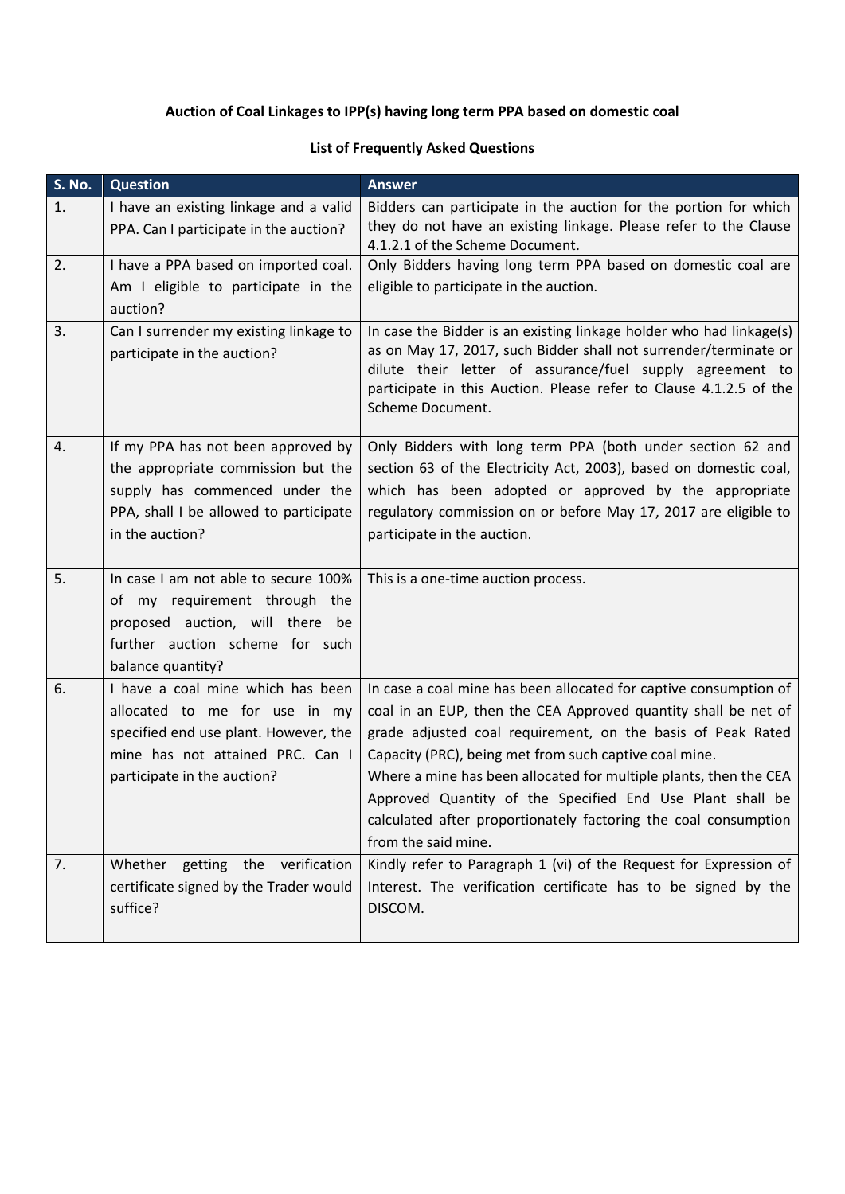**<u>Auction of Coal Linkages to IPP(s) having long term PPA based on domestic coal</u>**

**List of Frequently Asked Questions**

| S. No. | Question | Answer |
|---|---|---|
| 1. | I have an existing linkage and a valid PPA. Can I participate in the auction? | Bidders can participate in the auction for the portion for which they do not have an existing linkage. Please refer to the Clause 4.1.2.1 of the Scheme Document. |
| 2. | I have a PPA based on imported coal. Am I eligible to participate in the auction? | Only Bidders having long term PPA based on domestic coal are eligible to participate in the auction. |
| 3. | Can I surrender my existing linkage to participate in the auction? | In case the Bidder is an existing linkage holder who had linkage(s) as on May 17, 2017, such Bidder shall not surrender/terminate or dilute their letter of assurance/fuel supply agreement to participate in this Auction. Please refer to Clause 4.1.2.5 of the Scheme Document. |
| 4. | If my PPA has not been approved by the appropriate commission but the supply has commenced under the PPA, shall I be allowed to participate in the auction? | Only Bidders with long term PPA (both under section 62 and section 63 of the Electricity Act, 2003), based on domestic coal, which has been adopted or approved by the appropriate regulatory commission on or before May 17, 2017 are eligible to participate in the auction. |
| 5. | In case I am not able to secure 100% of my requirement through the proposed auction, will there be further auction scheme for such balance quantity? | This is a one-time auction process. |
| 6. | I have a coal mine which has been allocated to me for use in my specified end use plant. However, the mine has not attained PRC. Can I participate in the auction? | In case a coal mine has been allocated for captive consumption of coal in an EUP, then the CEA Approved quantity shall be net of grade adjusted coal requirement, on the basis of Peak Rated Capacity (PRC), being met from such captive coal mine.<br>Where a mine has been allocated for multiple plants, then the CEA Approved Quantity of the Specified End Use Plant shall be calculated after proportionately factoring the coal consumption from the said mine. |
| 7. | Whether getting the verification certificate signed by the Trader would suffice? | Kindly refer to Paragraph 1 (vi) of the Request for Expression of Interest. The verification certificate has to be signed by the DISCOM. |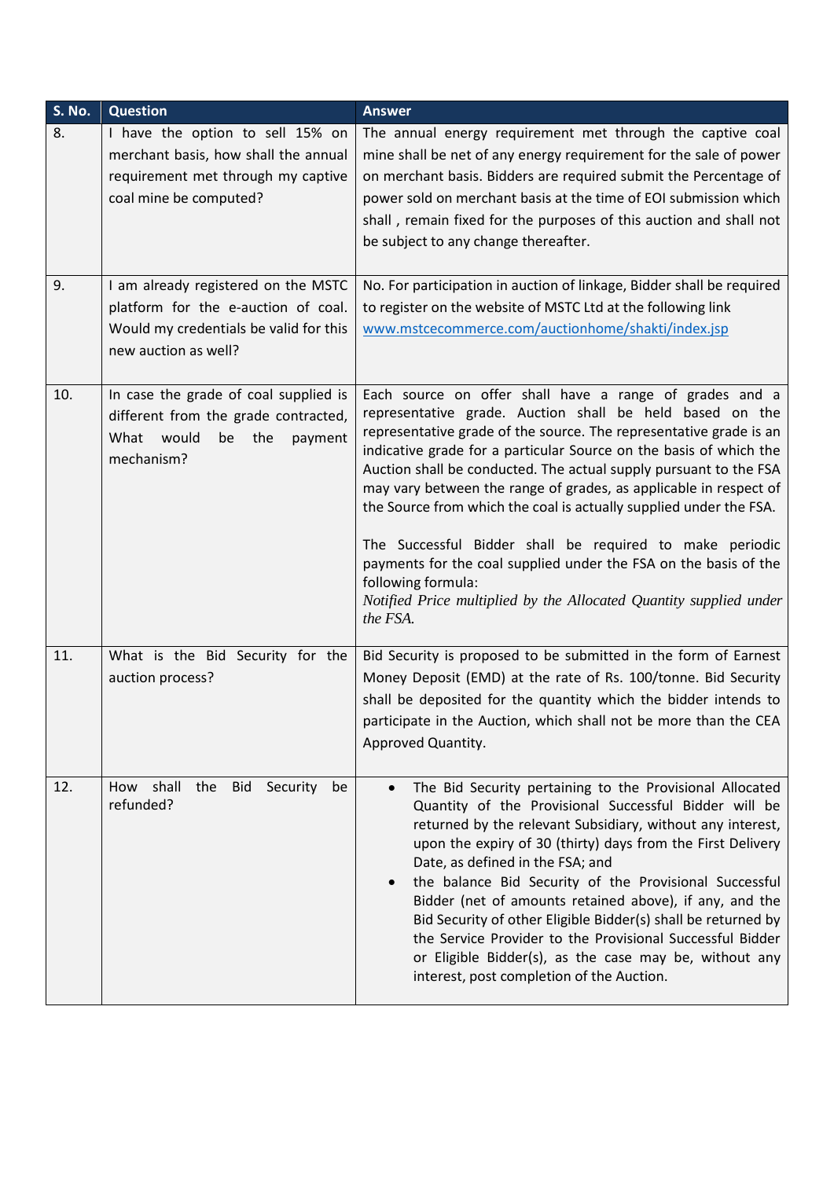| S. No. | Question | Answer |
|---|---|---|
| 8. | I have the option to sell 15% on merchant basis, how shall the annual requirement met through my captive coal mine be computed? | The annual energy requirement met through the captive coal mine shall be net of any energy requirement for the sale of power on merchant basis. Bidders are required submit the Percentage of power sold on merchant basis at the time of EOI submission which shall , remain fixed for the purposes of this auction and shall not be subject to any change thereafter. |
| 9. | I am already registered on the MSTC platform for the e-auction of coal. Would my credentials be valid for this new auction as well? | No. For participation in auction of linkage, Bidder shall be required to register on the website of MSTC Ltd at the following link www.mstcecommerce.com/auctionhome/shakti/index.jsp |
| 10. | In case the grade of coal supplied is different from the grade contracted, What would be the payment mechanism? | Each source on offer shall have a range of grades and a representative grade. Auction shall be held based on the representative grade of the source. The representative grade is an indicative grade for a particular Source on the basis of which the Auction shall be conducted. The actual supply pursuant to the FSA may vary between the range of grades, as applicable in respect of the Source from which the coal is actually supplied under the FSA.<br><br>The Successful Bidder shall be required to make periodic payments for the coal supplied under the FSA on the basis of the following formula:<br>*Notified Price multiplied by the Allocated Quantity supplied under the FSA.* |
| 11. | What is the Bid Security for the auction process? | Bid Security is proposed to be submitted in the form of Earnest Money Deposit (EMD) at the rate of Rs. 100/tonne. Bid Security shall be deposited for the quantity which the bidder intends to participate in the Auction, which shall not be more than the CEA Approved Quantity. |
| 12. | How shall the Bid Security be refunded? | • The Bid Security pertaining to the Provisional Allocated Quantity of the Provisional Successful Bidder will be returned by the relevant Subsidiary, without any interest, upon the expiry of 30 (thirty) days from the First Delivery Date, as defined in the FSA; and<br>• the balance Bid Security of the Provisional Successful Bidder (net of amounts retained above), if any, and the Bid Security of other Eligible Bidder(s) shall be returned by the Service Provider to the Provisional Successful Bidder or Eligible Bidder(s), as the case may be, without any interest, post completion of the Auction. |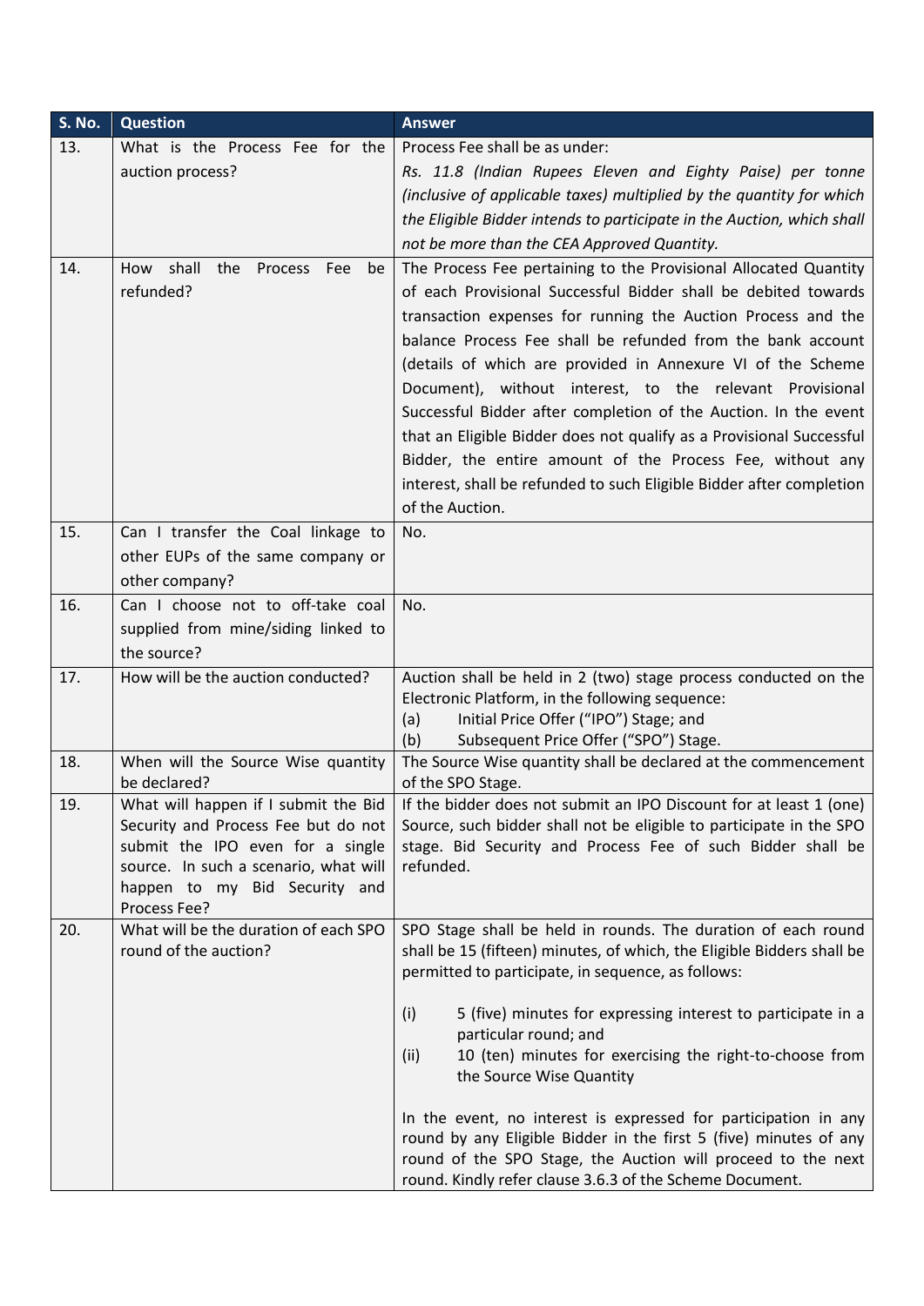| S. No. | Question | Answer |
|---|---|---|
| 13. | What is the Process Fee for the auction process? | Process Fee shall be as under:<br>*Rs. 11.8 (Indian Rupees Eleven and Eighty Paise) per tonne (inclusive of applicable taxes) multiplied by the quantity for which the Eligible Bidder intends to participate in the Auction, which shall not be more than the CEA Approved Quantity.* |
| 14. | How shall the Process Fee be refunded? | The Process Fee pertaining to the Provisional Allocated Quantity of each Provisional Successful Bidder shall be debited towards transaction expenses for running the Auction Process and the balance Process Fee shall be refunded from the bank account (details of which are provided in Annexure VI of the Scheme Document), without interest, to the relevant Provisional Successful Bidder after completion of the Auction. In the event that an Eligible Bidder does not qualify as a Provisional Successful Bidder, the entire amount of the Process Fee, without any interest, shall be refunded to such Eligible Bidder after completion of the Auction. |
| 15. | Can I transfer the Coal linkage to other EUPs of the same company or other company? | No. |
| 16. | Can I choose not to off-take coal supplied from mine/siding linked to the source? | No. |
| 17. | How will be the auction conducted? | Auction shall be held in 2 (two) stage process conducted on the Electronic Platform, in the following sequence:<br>(a) Initial Price Offer ("IPO") Stage; and<br>(b) Subsequent Price Offer ("SPO") Stage. |
| 18. | When will the Source Wise quantity be declared? | The Source Wise quantity shall be declared at the commencement of the SPO Stage. |
| 19. | What will happen if I submit the Bid Security and Process Fee but do not submit the IPO even for a single source. In such a scenario, what will happen to my Bid Security and Process Fee? | If the bidder does not submit an IPO Discount for at least 1 (one) Source, such bidder shall not be eligible to participate in the SPO stage. Bid Security and Process Fee of such Bidder shall be refunded. |
| 20. | What will be the duration of each SPO round of the auction? | SPO Stage shall be held in rounds. The duration of each round shall be 15 (fifteen) minutes, of which, the Eligible Bidders shall be permitted to participate, in sequence, as follows:<br><br>(i) 5 (five) minutes for expressing interest to participate in a particular round; and<br>(ii) 10 (ten) minutes for exercising the right-to-choose from the Source Wise Quantity<br><br>In the event, no interest is expressed for participation in any round by any Eligible Bidder in the first 5 (five) minutes of any round of the SPO Stage, the Auction will proceed to the next round. Kindly refer clause 3.6.3 of the Scheme Document. |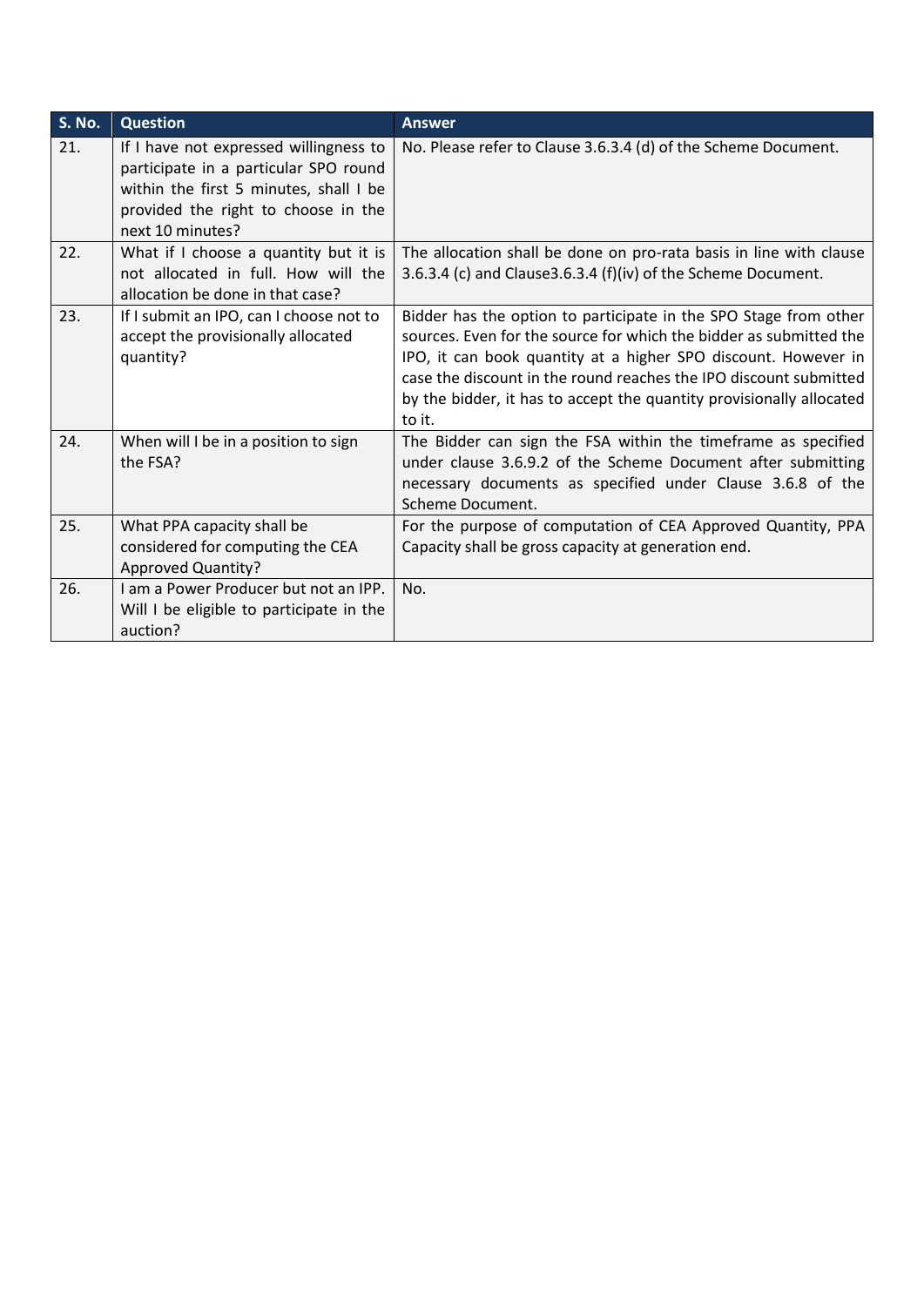| S. No. | Question | Answer |
|---|---|---|
| 21. | If I have not expressed willingness to participate in a particular SPO round within the first 5 minutes, shall I be provided the right to choose in the next 10 minutes? | No. Please refer to Clause 3.6.3.4 (d) of the Scheme Document. |
| 22. | What if I choose a quantity but it is not allocated in full. How will the allocation be done in that case? | The allocation shall be done on pro-rata basis in line with clause 3.6.3.4 (c) and Clause3.6.3.4 (f)(iv) of the Scheme Document. |
| 23. | If I submit an IPO, can I choose not to accept the provisionally allocated quantity? | Bidder has the option to participate in the SPO Stage from other sources. Even for the source for which the bidder as submitted the IPO, it can book quantity at a higher SPO discount. However in case the discount in the round reaches the IPO discount submitted by the bidder, it has to accept the quantity provisionally allocated to it. |
| 24. | When will I be in a position to sign the FSA? | The Bidder can sign the FSA within the timeframe as specified under clause 3.6.9.2 of the Scheme Document after submitting necessary documents as specified under Clause 3.6.8 of the Scheme Document. |
| 25. | What PPA capacity shall be considered for computing the CEA Approved Quantity? | For the purpose of computation of CEA Approved Quantity, PPA Capacity shall be gross capacity at generation end. |
| 26. | I am a Power Producer but not an IPP. Will I be eligible to participate in the auction? | No. |